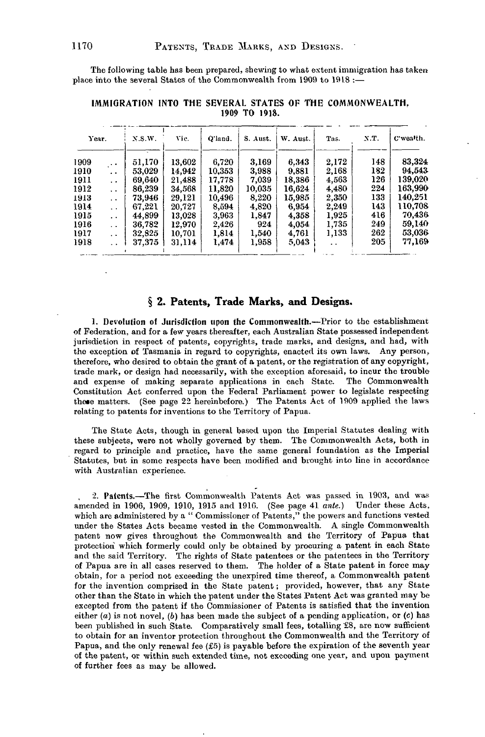The following table has been prepared, shewing to what extent immigration has taken place into the several States of the Commonwealth from 1909 to 1918 :—

### IMMIGRATION INTO THE SEVERAL STATES OF THE COMMONWEALTH, 1909 TO 1918.

| Year. | N.S.W. | Vic. | Q'land. | S. Aust. | W. Aust. | Tas. | N.T. | C'wealth. |
|---|---|---|---|---|---|---|---|---|
| 1909 .. | 51,170 | 13,602 | 6,720 | 3,169 | 6,343 | 2,172 | 148 | 83,324 |
| 1910 .. | 53,029 | 14,942 | 10,353 | 3,988 | 9,881 | 2,168 | 182 | 94,543 |
| 1911 .. | 69,640 | 21,488 | 17,778 | 7,039 | 18,386 | 4,563 | 126 | 139,020 |
| 1912 .. | 86,239 | 34,568 | 11,820 | 10,035 | 16,624 | 4,480 | 224 | 163,990 |
| 1913 .. | 73,946 | 29,121 | 10,496 | 8,220 | 15,985 | 2,350 | 133 | 140,251 |
| 1914 .. | 67,221 | 20,727 | 8,594 | 4,820 | 6,954 | 2,249 | 143 | 110,708 |
| 1915 .. | 44,899 | 13,028 | 3,963 | 1,847 | 4,358 | 1,925 | 416 | 70,436 |
| 1916 .. | 36,782 | 12,970 | 2,426 | 924 | 4,054 | 1,735 | 249 | 59,140 |
| 1917 .. | 32,825 | 10,701 | 1,814 | 1,540 | 4,761 | 1,133 | 262 | 53,036 |
| 1918 .. | 37,375 | 31,114 | 1,474 | 1,958 | 5,043 | .. | 205 | 77,169 |

## § 2. Patents, Trade Marks, and Designs.

**1. Devolution of Jurisdiction upon the Commonwealth.**—Prior to the establishment of Federation, and for a few years thereafter, each Australian State possessed independent jurisdiction in respect of patents, copyrights, trade marks, and designs, and had, with the exception of Tasmania in regard to copyrights, enacted its own laws. Any person, therefore, who desired to obtain the grant of a patent, or the registration of any copyright, trade mark, or design had necessarily, with the exception aforesaid, to incur the trouble and expense of making separate applications in each State. The Commonwealth Constitution Act conferred upon the Federal Parliament power to legislate respecting these matters. (See page 22 hereinbefore.) The Patents Act of 1909 applied the laws relating to patents for inventions to the Territory of Papua.

The State Acts, though in general based upon the Imperial Statutes dealing with these subjects, were not wholly governed by them. The Commonwealth Acts, both in regard to principle and practice, have the same general foundation as the Imperial Statutes, but in some respects have been modified and brought into line in accordance with Australian experience.

**2. Patents.**—The first Commonwealth Patents Act was passed in 1903, and was amended in 1906, 1909, 1910, 1915 and 1916. (See page 41 *ante*.) Under these Acts, which are administered by a "Commissioner of Patents," the powers and functions vested under the States Acts became vested in the Commonwealth. A single Commonwealth patent now gives throughout the Commonwealth and the Territory of Papua that protection which formerly could only be obtained by procuring a patent in each State and the said Territory. The rights of State patentees or the patentees in the Territory of Papua are in all cases reserved to them. The holder of a State patent in force may obtain, for a period not exceeding the unexpired time thereof, a Commonwealth patent for the invention comprised in the State patent; provided, however, that any State other than the State in which the patent under the States Patent Act was granted may be excepted from the patent if the Commissioner of Patents is satisfied that the invention either (*a*) is not novel, (*b*) has been made the subject of a pending application, or (*c*) has been published in such State. Comparatively small fees, totalling £8, are now sufficient to obtain for an inventor protection throughout the Commonwealth and the Territory of Papua, and the only renewal fee (£5) is payable before the expiration of the seventh year of the patent, or within such extended time, not exceeding one year, and upon payment of further fees as may be allowed.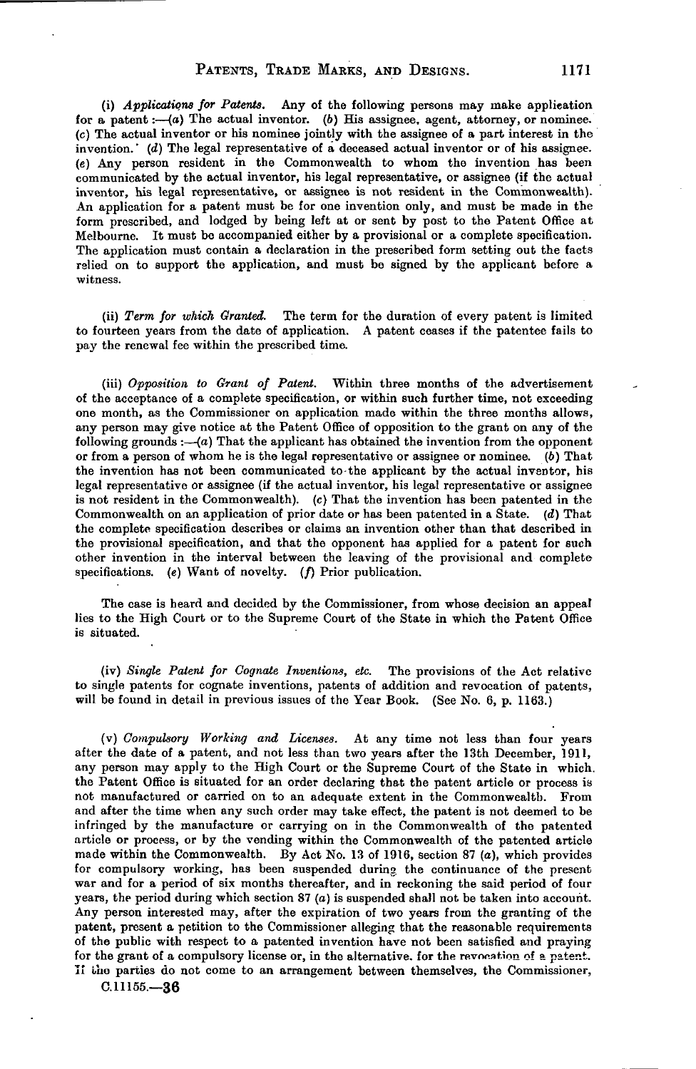(i) *Applications for Patents.* Any of the following persons may make application for a patent :—(*a*) The actual inventor. (*b*) His assignee, agent, attorney, or nominee. (*c*) The actual inventor or his nominee jointly with the assignee of a part interest in the invention. (*d*) The legal representative of a deceased actual inventor or of his assignee. (*e*) Any person resident in the Commonwealth to whom the invention has been communicated by the actual inventor, his legal representative, or assignee (if the actual inventor, his legal representative, or assignee is not resident in the Commonwealth). An application for a patent must be for one invention only, and must be made in the form prescribed, and lodged by being left at or sent by post to the Patent Office at Melbourne. It must be accompanied either by a provisional or a complete specification. The application must contain a declaration in the prescribed form setting out the facts relied on to support the application, and must be signed by the applicant before a witness.

(ii) *Term for which Granted.* The term for the duration of every patent is limited to fourteen years from the date of application. A patent ceases if the patentee fails to pay the renewal fee within the prescribed time.

(iii) *Opposition to Grant of Patent.* Within three months of the advertisement of the acceptance of a complete specification, or within such further time, not exceeding one month, as the Commissioner on application made within the three months allows, any person may give notice at the Patent Office of opposition to the grant on any of the following grounds :—(*a*) That the applicant has obtained the invention from the opponent or from a person of whom he is the legal representative or assignee or nominee. (*b*) That the invention has not been communicated to the applicant by the actual inventor, his legal representative or assignee (if the actual inventor, his legal representative or assignee is not resident in the Commonwealth). (*c*) That the invention has been patented in the Commonwealth on an application of prior date or has been patented in a State. (*d*) That the complete specification describes or claims an invention other than that described in the provisional specification, and that the opponent has applied for a patent for such other invention in the interval between the leaving of the provisional and complete specifications. (*e*) Want of novelty. (*f*) Prior publication.

The case is heard and decided by the Commissioner, from whose decision an appeal lies to the High Court or to the Supreme Court of the State in which the Patent Office is situated.

(iv) *Single Patent for Cognate Inventions, etc.* The provisions of the Act relative to single patents for cognate inventions, patents of addition and revocation of patents, will be found in detail in previous issues of the Year Book. (See No. 6, p. 1163.)

(v) *Compulsory Working and Licenses.* At any time not less than four years after the date of a patent, and not less than two years after the 13th December, 1911, any person may apply to the High Court or the Supreme Court of the State in which the Patent Office is situated for an order declaring that the patent article or process is not manufactured or carried on to an adequate extent in the Commonwealth. From and after the time when any such order may take effect, the patent is not deemed to be infringed by the manufacture or carrying on in the Commonwealth of the patented article or process, or by the vending within the Commonwealth of the patented article made within the Commonwealth. By Act No. 13 of 1916, section 87 (*a*), which provides for compulsory working, has been suspended during the continuance of the present war and for a period of six months thereafter, and in reckoning the said period of four years, the period during which section 87 (*a*) is suspended shall not be taken into account. Any person interested may, after the expiration of two years from the granting of the patent, present a petition to the Commissioner alleging that the reasonable requirements of the public with respect to a patented invention have not been satisfied and praying for the grant of a compulsory license or, in the alternative, for the revocation of a patent. If the parties do not come to an arrangement between themselves, the Commissioner,

C.11155.—36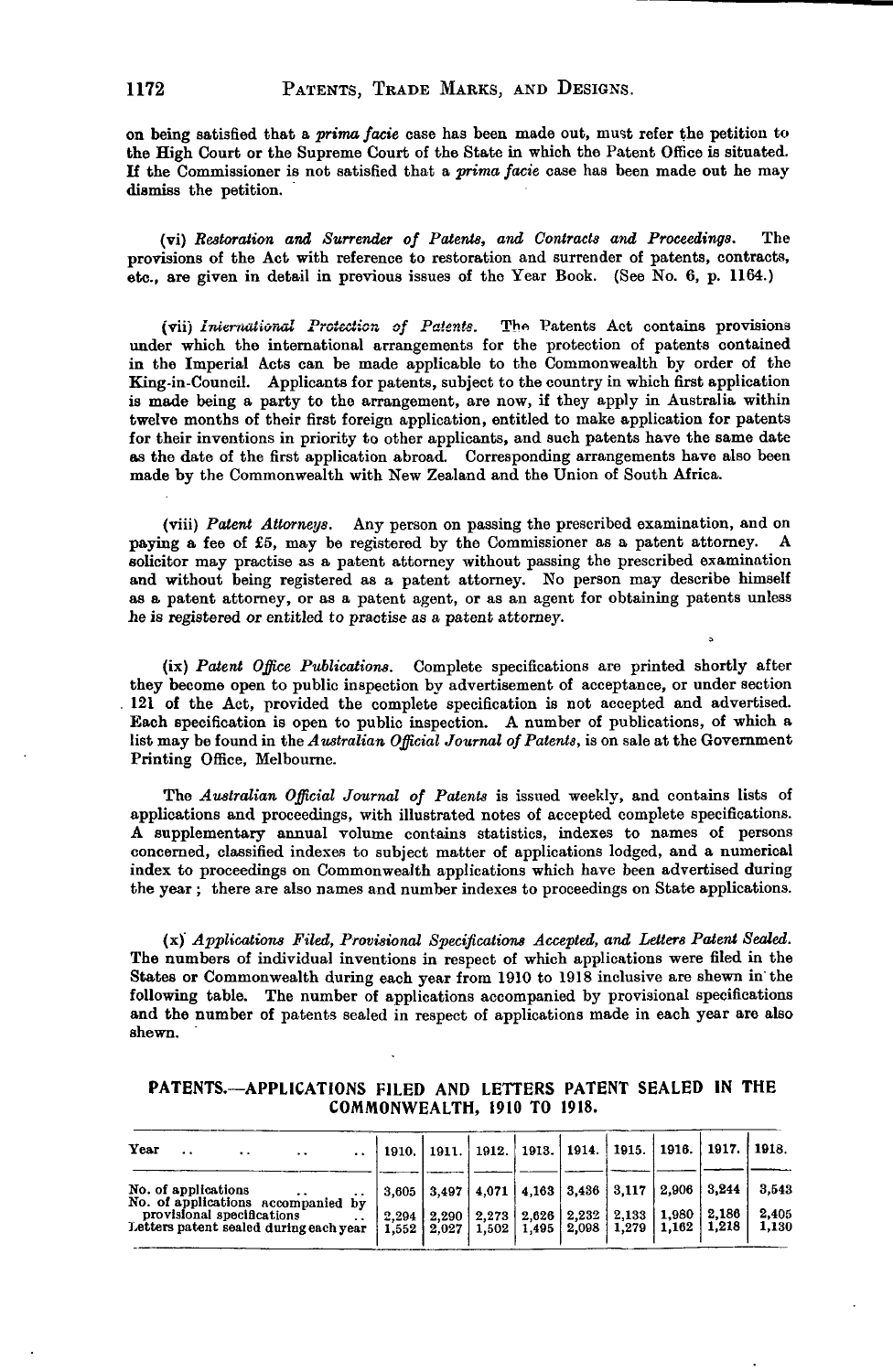on being satisfied that a *prima facie* case has been made out, must refer the petition to the High Court or the Supreme Court of the State in which the Patent Office is situated. If the Commissioner is not satisfied that a *prima facie* case has been made out he may dismiss the petition.

(vi) *Restoration and Surrender of Patents, and Contracts and Proceedings.* The provisions of the Act with reference to restoration and surrender of patents, contracts, etc., are given in detail in previous issues of the Year Book. (See No. 6, p. 1164.)

(vii) *International Protection of Patents.* The Patents Act contains provisions under which the international arrangements for the protection of patents contained in the Imperial Acts can be made applicable to the Commonwealth by order of the King-in-Council. Applicants for patents, subject to the country in which first application is made being a party to the arrangement, are now, if they apply in Australia within twelve months of their first foreign application, entitled to make application for patents for their inventions in priority to other applicants, and such patents have the same date as the date of the first application abroad. Corresponding arrangements have also been made by the Commonwealth with New Zealand and the Union of South Africa.

(viii) *Patent Attorneys.* Any person on passing the prescribed examination, and on paying a fee of £5, may be registered by the Commissioner as a patent attorney. A solicitor may practise as a patent attorney without passing the prescribed examination and without being registered as a patent attorney. No person may describe himself as a patent attorney, or as a patent agent, or as an agent for obtaining patents unless he is registered or entitled to practise as a patent attorney.

(ix) *Patent Office Publications.* Complete specifications are printed shortly after they become open to public inspection by advertisement of acceptance, or under section 121 of the Act, provided the complete specification is not accepted and advertised. Each specification is open to public inspection. A number of publications, of which a list may be found in the *Australian Official Journal of Patents*, is on sale at the Government Printing Office, Melbourne.

The *Australian Official Journal of Patents* is issued weekly, and contains lists of applications and proceedings, with illustrated notes of accepted complete specifications. A supplementary annual volume contains statistics, indexes to names of persons concerned, classified indexes to subject matter of applications lodged, and a numerical index to proceedings on Commonwealth applications which have been advertised during the year; there are also names and number indexes to proceedings on State applications.

(x) *Applications Filed, Provisional Specifications Accepted, and Letters Patent Sealed.* The numbers of individual inventions in respect of which applications were filed in the States or Commonwealth during each year from 1910 to 1918 inclusive are shewn in the following table. The number of applications accompanied by provisional specifications and the number of patents sealed in respect of applications made in each year are also shewn.

### PATENTS.—APPLICATIONS FILED AND LETTERS PATENT SEALED IN THE COMMONWEALTH, 1910 TO 1918.

| Year | 1910. | 1911. | 1912. | 1913. | 1914. | 1915. | 1916. | 1917. | 1918. |
|---|---|---|---|---|---|---|---|---|---|
| No. of applications | 3,605 | 3,497 | 4,071 | 4,163 | 3,436 | 3,117 | 2,906 | 3,244 | 3,543 |
| No. of applications accompanied by provisional specifications | 2,294 | 2,290 | 2,273 | 2,626 | 2,232 | 2,133 | 1,980 | 2,186 | 2,405 |
| Letters patent sealed during each year | 1,552 | 2,027 | 1,502 | 1,495 | 2,098 | 1,279 | 1,162 | 1,218 | 1,130 |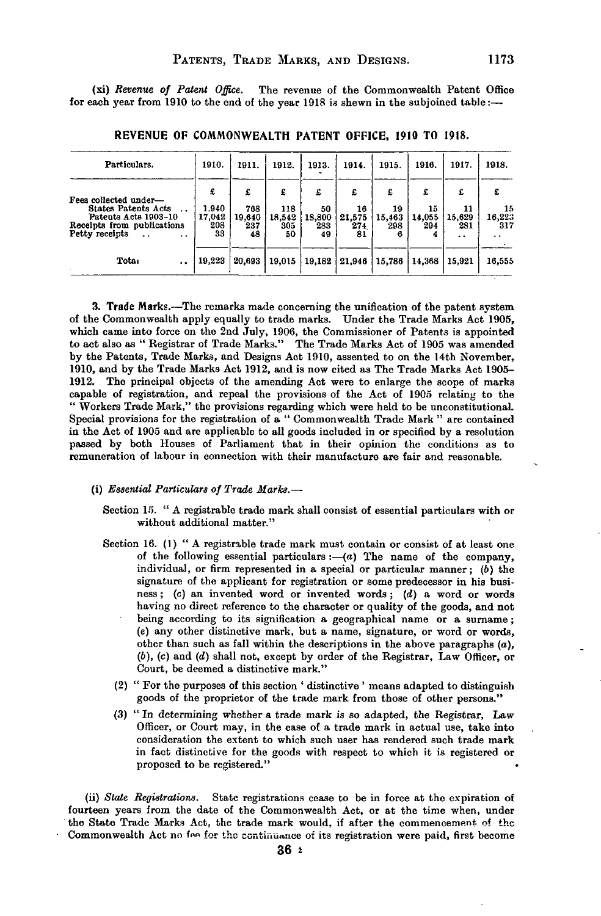(xi) *Revenue of Patent Office.* The revenue of the Commonwealth Patent Office for each year from 1910 to the end of the year 1918 is shewn in the subjoined table:—

### REVENUE OF COMMONWEALTH PATENT OFFICE, 1910 TO 1918.

| Particulars. | 1910. | 1911. | 1912. | 1913. | 1914. | 1915. | 1916. | 1917. | 1918. |
|---|---|---|---|---|---|---|---|---|---|
| | £ | £ | £ | £ | £ | £ | £ | £ | £ |
| Fees collected under— | | | | | | | | | |
| States Patents Acts .. | 1,940 | 768 | 118 | 50 | 16 | 19 | 15 | 11 | 15 |
| Patents Acts 1903–10 | 17,042 | 19,640 | 18,542 | 18,800 | 21,575 | 15,463 | 14,055 | 15,629 | 16,223 |
| Receipts from publications | 208 | 237 | 305 | 283 | 274 | 298 | 294 | 281 | 317 |
| Petty receipts .. .. | 33 | 48 | 50 | 49 | 81 | 6 | 4 | .. | .. |
| Total .. | 19,223 | 20,693 | 19,015 | 19,182 | 21,946 | 15,786 | 14,368 | 15,921 | 16,555 |

**3. Trade Marks.**—The remarks made concerning the unification of the patent system of the Commonwealth apply equally to trade marks. Under the Trade Marks Act 1905, which came into force on the 2nd July, 1906, the Commissioner of Patents is appointed to act also as "Registrar of Trade Marks." The Trade Marks Act of 1905 was amended by the Patents, Trade Marks, and Designs Act 1910, assented to on the 14th November, 1910, and by the Trade Marks Act 1912, and is now cited as The Trade Marks Act 1905–1912. The principal objects of the amending Act were to enlarge the scope of marks capable of registration, and repeal the provisions of the Act of 1905 relating to the "Workers Trade Mark," the provisions regarding which were held to be unconstitutional. Special provisions for the registration of a "Commonwealth Trade Mark" are contained in the Act of 1905 and are applicable to all goods included in or specified by a resolution passed by both Houses of Parliament that in their opinion the conditions as to remuneration of labour in connection with their manufacture are fair and reasonable.

(i) *Essential Particulars of Trade Marks.*—

Section 15. "A registrable trade mark shall consist of essential particulars with or without additional matter."

Section 16. (1) "A registrable trade mark must contain or consist of at least one of the following essential particulars:—(*a*) The name of the company, individual, or firm represented in a special or particular manner; (*b*) the signature of the applicant for registration or some predecessor in his business; (*c*) an invented word or invented words; (*d*) a word or words having no direct reference to the character or quality of the goods, and not being according to its signification a geographical name or a surname; (*e*) any other distinctive mark, but a name, signature, or word or words, other than such as fall within the descriptions in the above paragraphs (*a*), (*b*), (*c*) and (*d*) shall not, except by order of the Registrar, Law Officer, or Court, be deemed a distinctive mark."

(2) "For the purposes of this section 'distinctive' means adapted to distinguish goods of the proprietor of the trade mark from those of other persons."

(3) "In determining whether a trade mark is so adapted, the Registrar, Law Officer, or Court may, in the case of a trade mark in actual use, take into consideration the extent to which such user has rendered such trade mark in fact distinctive for the goods with respect to which it is registered or proposed to be registered."

(ii) *State Registrations.* State registrations cease to be in force at the expiration of fourteen years from the date of the Commonwealth Act, or at the time when, under the State Trade Marks Act, the trade mark would, if after the commencement of the Commonwealth Act no fee for the continuance of its registration were paid, first become